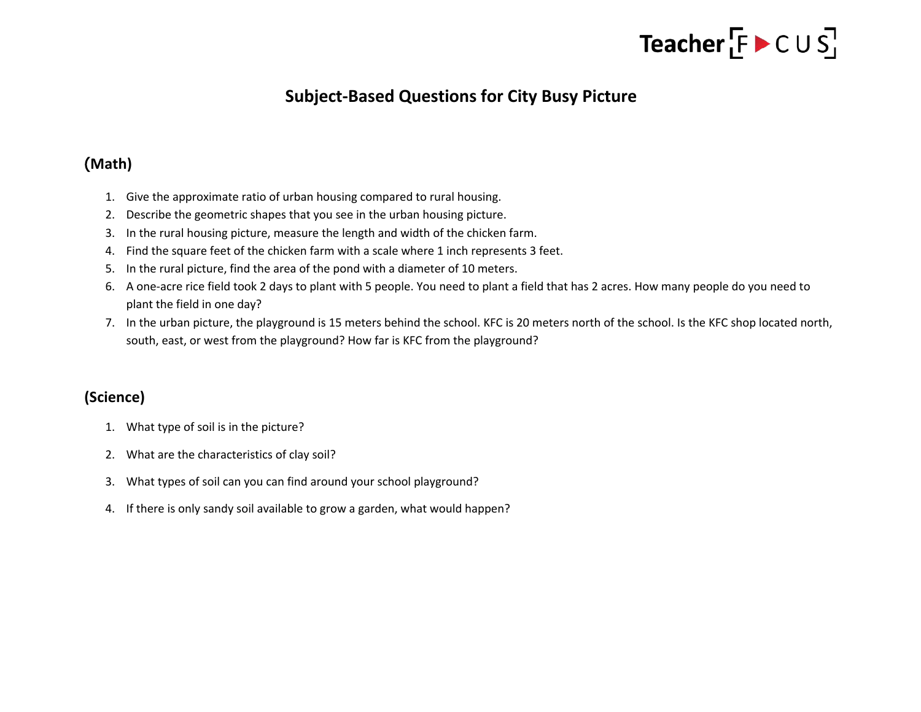# Subject-Based Questions for City Busy Picture

## (Math)

1. Give the approximate ratio of urban housing compared to rural housing.
2. Describe the geometric shapes that you see in the urban housing picture.
3. In the rural housing picture, measure the length and width of the chicken farm.
4. Find the square feet of the chicken farm with a scale where 1 inch represents 3 feet.
5. In the rural picture, find the area of the pond with a diameter of 10 meters.
6. A one-acre rice field took 2 days to plant with 5 people. You need to plant a field that has 2 acres. How many people do you need to plant the field in one day?
7. In the urban picture, the playground is 15 meters behind the school. KFC is 20 meters north of the school. Is the KFC shop located north, south, east, or west from the playground? How far is KFC from the playground?

## (Science)

1. What type of soil is in the picture?
2. What are the characteristics of clay soil?
3. What types of soil can you can find around your school playground?
4. If there is only sandy soil available to grow a garden, what would happen?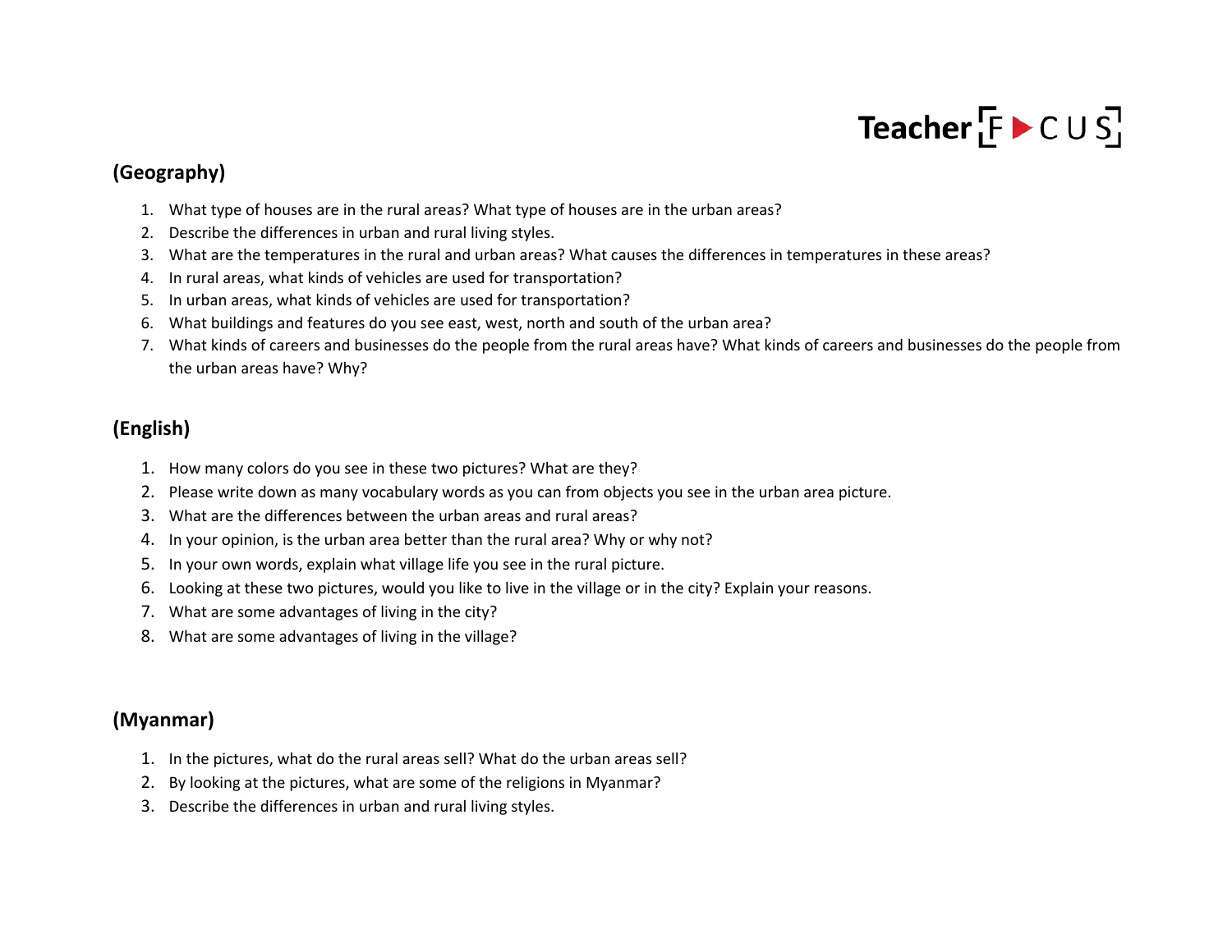## (Geography)

1. What type of houses are in the rural areas? What type of houses are in the urban areas?
2. Describe the differences in urban and rural living styles.
3. What are the temperatures in the rural and urban areas? What causes the differences in temperatures in these areas?
4. In rural areas, what kinds of vehicles are used for transportation?
5. In urban areas, what kinds of vehicles are used for transportation?
6. What buildings and features do you see east, west, north and south of the urban area?
7. What kinds of careers and businesses do the people from the rural areas have? What kinds of careers and businesses do the people from the urban areas have? Why?

## (English)

1. How many colors do you see in these two pictures? What are they?
2. Please write down as many vocabulary words as you can from objects you see in the urban area picture.
3. What are the differences between the urban areas and rural areas?
4. In your opinion, is the urban area better than the rural area? Why or why not?
5. In your own words, explain what village life you see in the rural picture.
6. Looking at these two pictures, would you like to live in the village or in the city? Explain your reasons.
7. What are some advantages of living in the city?
8. What are some advantages of living in the village?

## (Myanmar)

1. In the pictures, what do the rural areas sell? What do the urban areas sell?
2. By looking at the pictures, what are some of the religions in Myanmar?
3. Describe the differences in urban and rural living styles.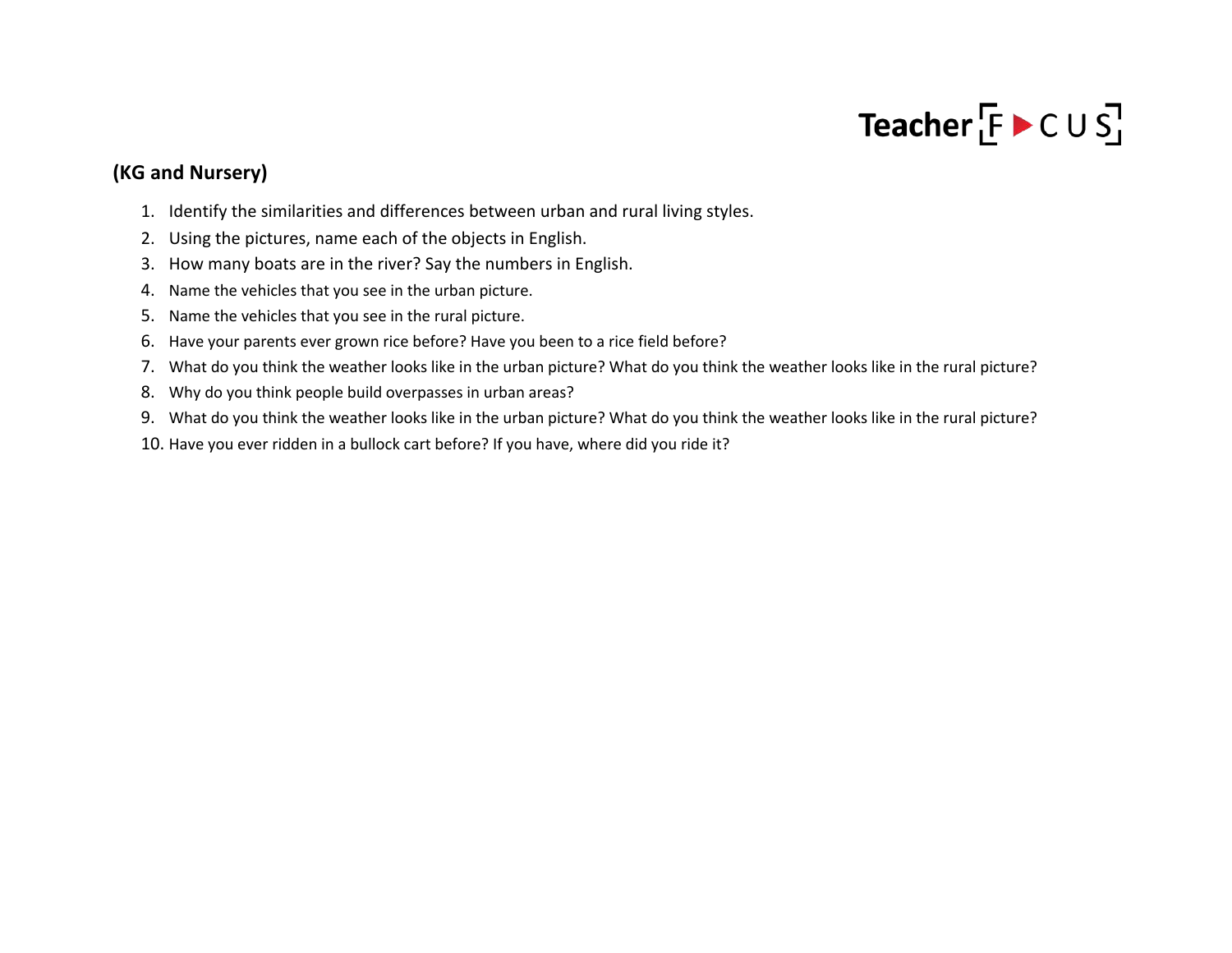**(KG and Nursery)**

1. Identify the similarities and differences between urban and rural living styles.
2. Using the pictures, name each of the objects in English.
3. How many boats are in the river? Say the numbers in English.
4. Name the vehicles that you see in the urban picture.
5. Name the vehicles that you see in the rural picture.
6. Have your parents ever grown rice before? Have you been to a rice field before?
7. What do you think the weather looks like in the urban picture? What do you think the weather looks like in the rural picture?
8. Why do you think people build overpasses in urban areas?
9. What do you think the weather looks like in the urban picture? What do you think the weather looks like in the rural picture?
10. Have you ever ridden in a bullock cart before? If you have, where did you ride it?